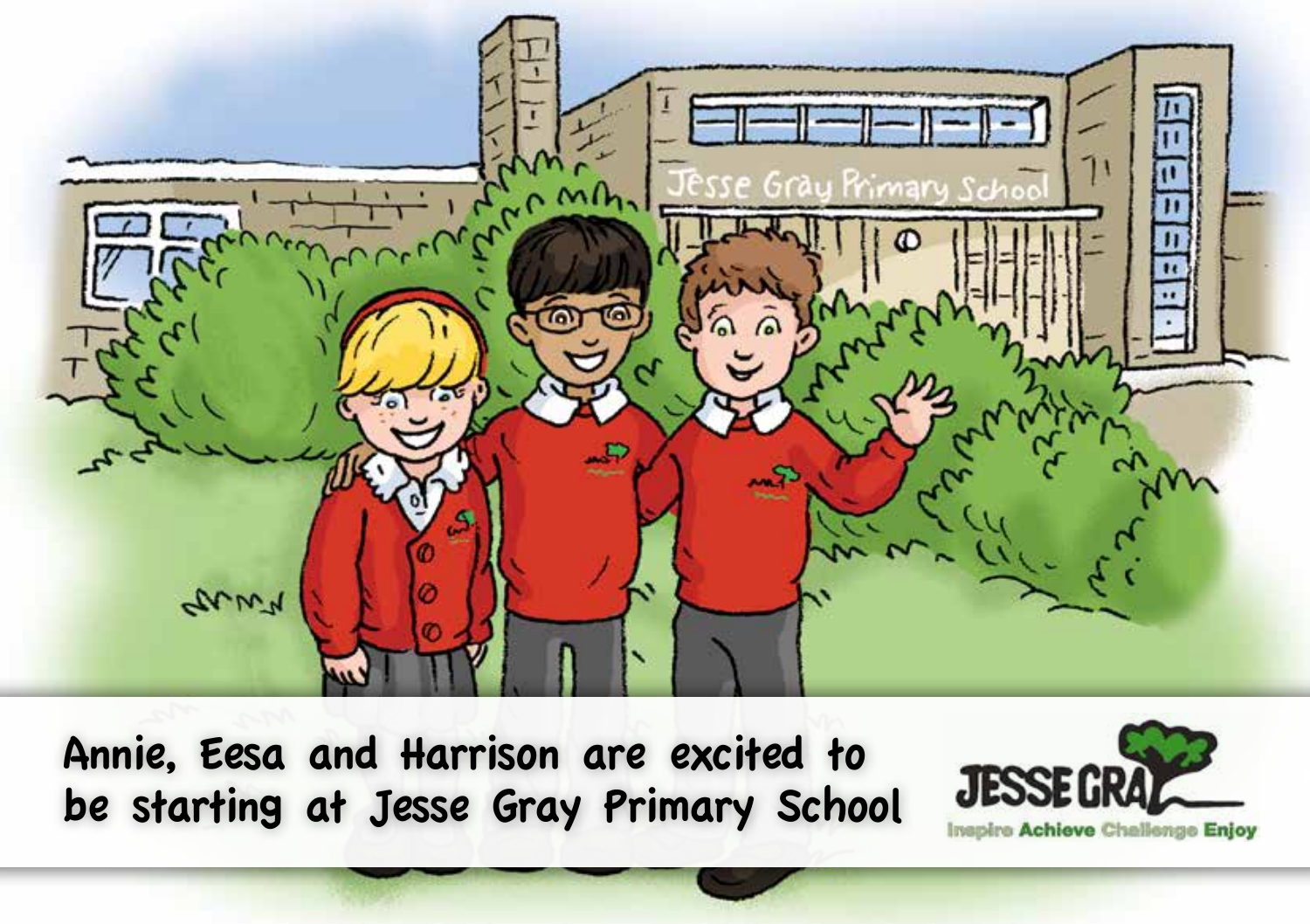Annie, Eesa and Harrison are excited to be starting at Jesse Gray Primary School

JESSE GRAY

Inspire Achieve Challenge Enjoy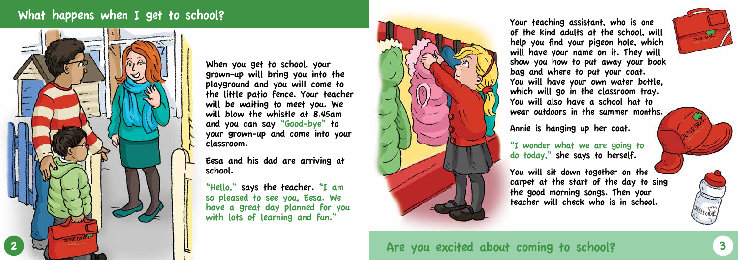## What happens when I get to school?

When you get to school, your grown-up will bring you into the playground and you will come to the little patio fence. Your teacher will be waiting to meet you. We will blow the whistle at 8.45am and you can say "Good-bye" to your grown-up and come into your classroom.

Eesa and his dad are arriving at school.

"Hello," says the teacher. "I am so pleased to see you, Eesa. We have a great day planned for you with lots of learning and fun."

Your teaching assistant, who is one of the kind adults at the school, will help you find your pigeon hole, which will have your name on it. They will show you how to put away your book bag and where to put your coat. You will have your own water bottle, which will go in the classroom tray. You will also have a school hat to wear outdoors in the summer months.

Annie is hanging up her coat.

"I wonder what we are going to do today," she says to herself.

You will sit down together on the carpet at the start of the day to sing the good morning songs. Then your teacher will check who is in school.

**Are you excited about coming to school?**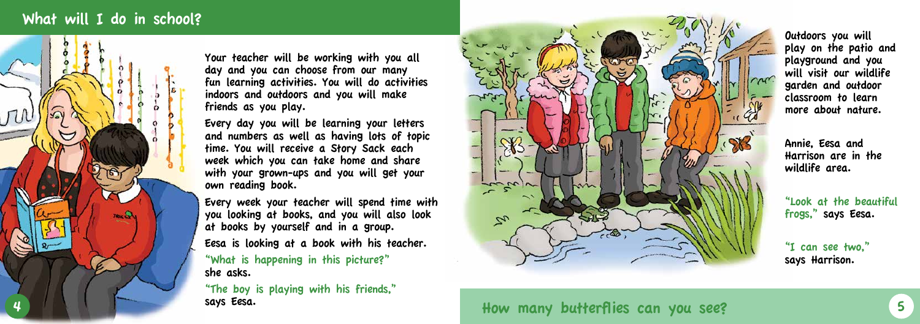## What will I do in school?

Your teacher will be working with you all day and you can choose from our many fun learning activities. You will do activities indoors and outdoors and you will make friends as you play.

Every day you will be learning your letters and numbers as well as having lots of topic time. You will receive a Story Sack each week which you can take home and share with your grown-ups and you will get your own reading book.

Every week your teacher will spend time with you looking at books, and you will also look at books by yourself and in a group.

Eesa is looking at a book with his teacher.

"What is happening in this picture?" she asks.

"The boy is playing with his friends," says Eesa.

Outdoors you will play on the patio and playground and you will visit our wildlife garden and outdoor classroom to learn more about nature.

Annie, Eesa and Harrison are in the wildlife area.

"Look at the beautiful frogs," says Eesa.

"I can see two," says Harrison.

**How many butterflies can you see?**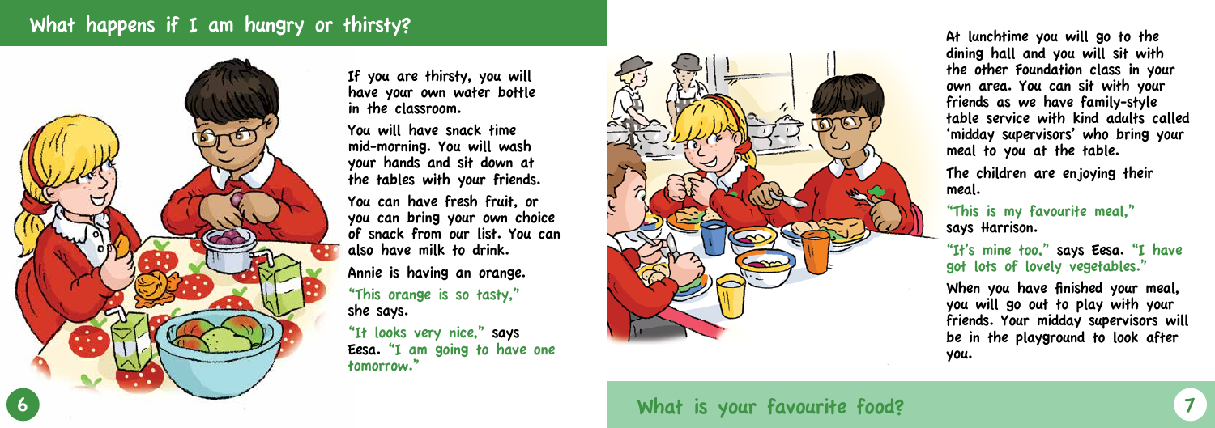## What happens if I am hungry or thirsty?

If you are thirsty, you will have your own water bottle in the classroom.

You will have snack time mid-morning. You will wash your hands and sit down at the tables with your friends.

You can have fresh fruit, or you can bring your own choice of snack from our list. You can also have milk to drink.

Annie is having an orange.

"This orange is so tasty," she says.

"It looks very nice," says Eesa. "I am going to have one tomorrow."

At lunchtime you will go to the dining hall and you will sit with the other Foundation class in your own area. You can sit with your friends as we have family-style table service with kind adults called 'midday supervisors' who bring your meal to you at the table.

The children are enjoying their meal.

"This is my favourite meal," says Harrison.

"It's mine too," says Eesa. "I have got lots of lovely vegetables."

When you have finished your meal, you will go out to play with your friends. Your midday supervisors will be in the playground to look after you.

## What is your favourite food?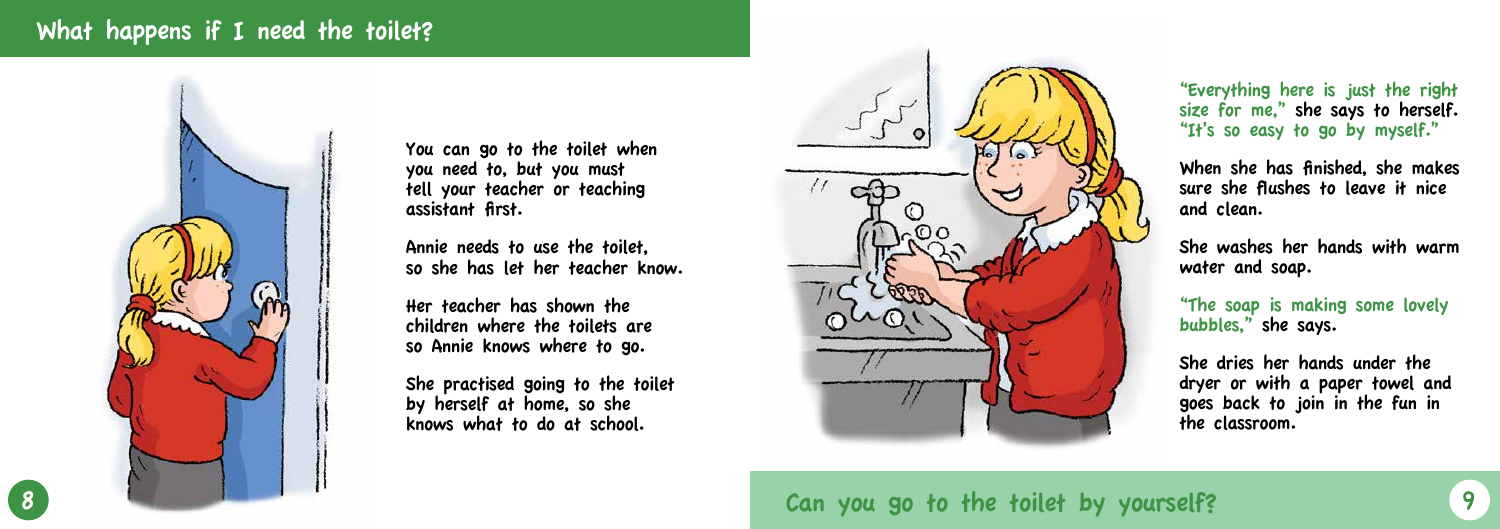## What happens if I need the toilet?

You can go to the toilet when you need to, but you must tell your teacher or teaching assistant first.

Annie needs to use the toilet, so she has let her teacher know.

Her teacher has shown the children where the toilets are so Annie knows where to go.

She practised going to the toilet by herself at home, so she knows what to do at school.

"Everything here is just the right size for me," she says to herself. "It's so easy to go by myself."

When she has finished, she makes sure she flushes to leave it nice and clean.

She washes her hands with warm water and soap.

"The soap is making some lovely bubbles," she says.

She dries her hands under the dryer or with a paper towel and goes back to join in the fun in the classroom.

**Can you go to the toilet by yourself?**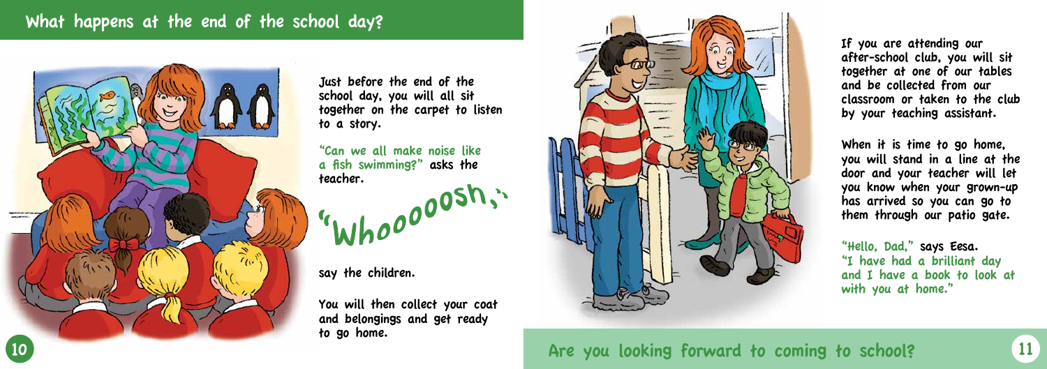## What happens at the end of the school day?

Just before the end of the school day, you will all sit together on the carpet to listen to a story.

"Can we all make noise like a fish swimming?" asks the teacher.

"Whoooosh,"

say the children.

You will then collect your coat and belongings and get ready to go home.

If you are attending our after-school club, you will sit together at one of our tables and be collected from our classroom or taken to the club by your teaching assistant.

When it is time to go home, you will stand in a line at the door and your teacher will let you know when your grown-up has arrived so you can go to them through our patio gate.

"Hello, Dad," says Eesa. "I have had a brilliant day and I have a book to look at with you at home."

## Are you looking forward to coming to school?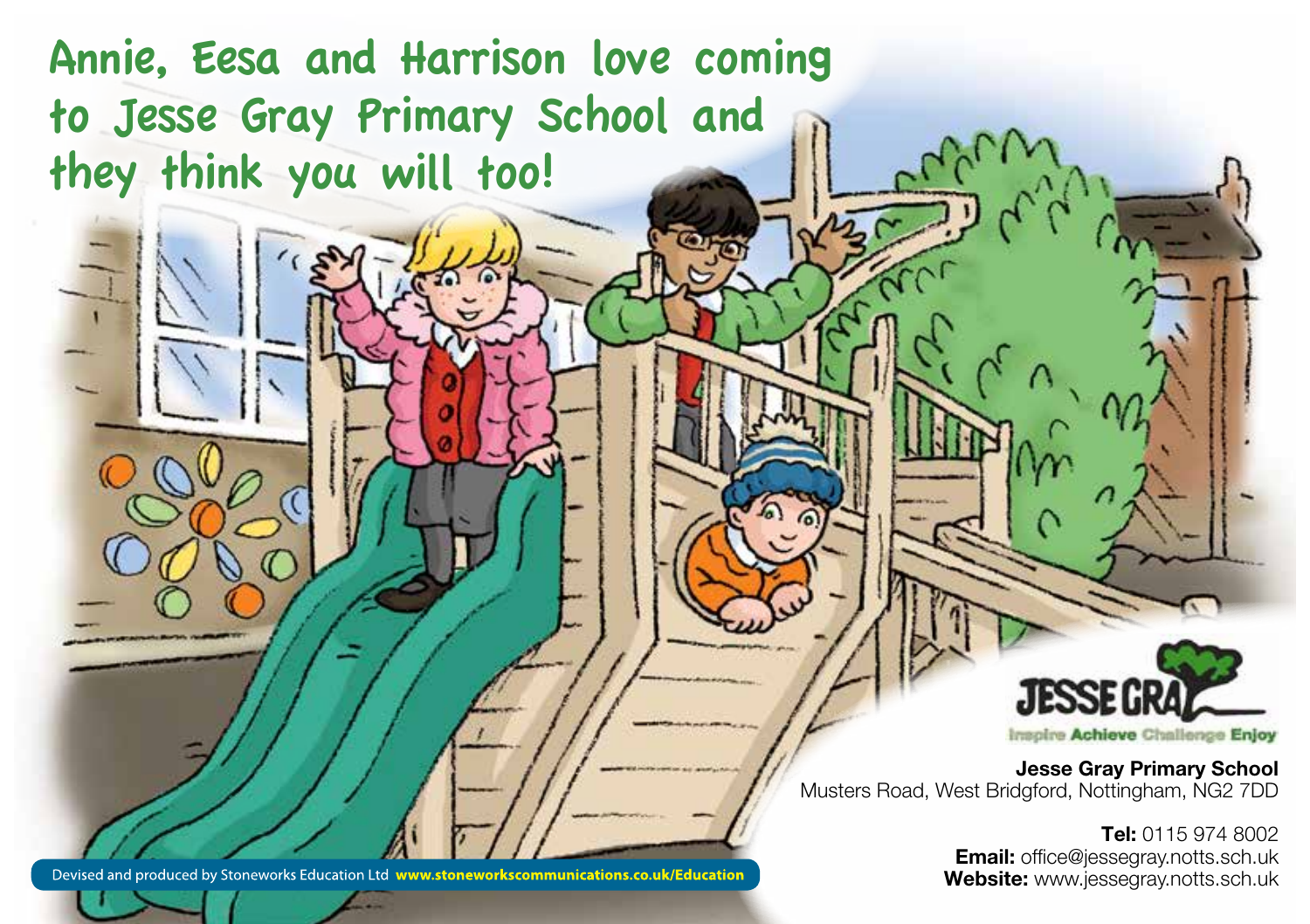# Annie, Eesa and Harrison love coming to Jesse Gray Primary School and they think you will too!

JESSE GRAY

Inspire Achieve Challenge Enjoy

**Jesse Gray Primary School**
Musters Road, West Bridgford, Nottingham, NG2 7DD

**Tel:** 0115 974 8002
**Email:** office@jessegray.notts.sch.uk
**Website:** www.jessegray.notts.sch.uk

Devised and produced by Stoneworks Education Ltd **www.stoneworkscommunications.co.uk/Education**